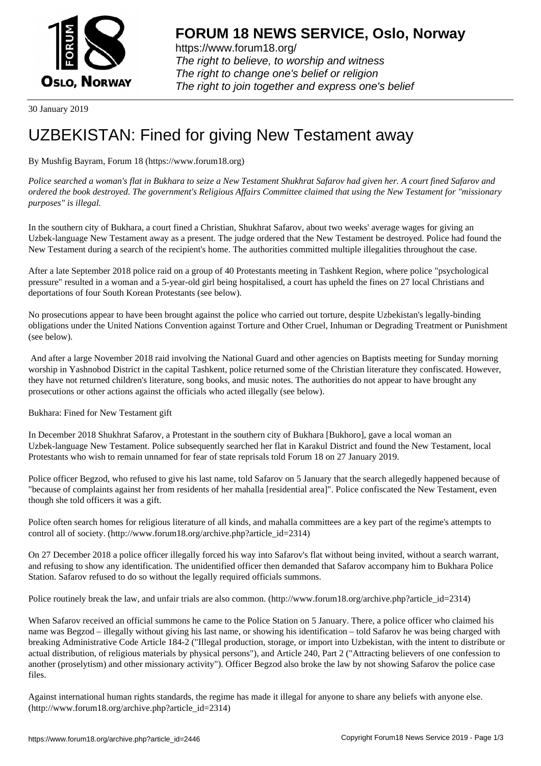# FORUM 18 NEWS SERVICE, Oslo, Norway

https://www.forum18.org/
*The right to believe, to worship and witness*
*The right to change one's belief or religion*
*The right to join together and express one's belief*

30 January 2019

# UZBEKISTAN: Fined for giving New Testament away

By Mushfig Bayram, Forum 18 (https://www.forum18.org)

*Police searched a woman's flat in Bukhara to seize a New Testament Shukhrat Safarov had given her. A court fined Safarov and ordered the book destroyed. The government's Religious Affairs Committee claimed that using the New Testament for "missionary purposes" is illegal.*

In the southern city of Bukhara, a court fined a Christian, Shukhrat Safarov, about two weeks' average wages for giving an Uzbek-language New Testament away as a present. The judge ordered that the New Testament be destroyed. Police had found the New Testament during a search of the recipient's home. The authorities committed multiple illegalities throughout the case.

After a late September 2018 police raid on a group of 40 Protestants meeting in Tashkent Region, where police "psychological pressure" resulted in a woman and a 5-year-old girl being hospitalised, a court has upheld the fines on 27 local Christians and deportations of four South Korean Protestants (see below).

No prosecutions appear to have been brought against the police who carried out torture, despite Uzbekistan's legally-binding obligations under the United Nations Convention against Torture and Other Cruel, Inhuman or Degrading Treatment or Punishment (see below).

And after a large November 2018 raid involving the National Guard and other agencies on Baptists meeting for Sunday morning worship in Yashnobod District in the capital Tashkent, police returned some of the Christian literature they confiscated. However, they have not returned children's literature, song books, and music notes. The authorities do not appear to have brought any prosecutions or other actions against the officials who acted illegally (see below).

Bukhara: Fined for New Testament gift

In December 2018 Shukhrat Safarov, a Protestant in the southern city of Bukhara [Bukhoro], gave a local woman an Uzbek-language New Testament. Police subsequently searched her flat in Karakul District and found the New Testament, local Protestants who wish to remain unnamed for fear of state reprisals told Forum 18 on 27 January 2019.

Police officer Begzod, who refused to give his last name, told Safarov on 5 January that the search allegedly happened because of "because of complaints against her from residents of her mahalla [residential area]". Police confiscated the New Testament, even though she told officers it was a gift.

Police often search homes for religious literature of all kinds, and mahalla committees are a key part of the regime's attempts to control all of society. (http://www.forum18.org/archive.php?article_id=2314)

On 27 December 2018 a police officer illegally forced his way into Safarov's flat without being invited, without a search warrant, and refusing to show any identification. The unidentified officer then demanded that Safarov accompany him to Bukhara Police Station. Safarov refused to do so without the legally required officials summons.

Police routinely break the law, and unfair trials are also common. (http://www.forum18.org/archive.php?article_id=2314)

When Safarov received an official summons he came to the Police Station on 5 January. There, a police officer who claimed his name was Begzod – illegally without giving his last name, or showing his identification – told Safarov he was being charged with breaking Administrative Code Article 184-2 ("Illegal production, storage, or import into Uzbekistan, with the intent to distribute or actual distribution, of religious materials by physical persons"), and Article 240, Part 2 ("Attracting believers of one confession to another (proselytism) and other missionary activity"). Officer Begzod also broke the law by not showing Safarov the police case files.

Against international human rights standards, the regime has made it illegal for anyone to share any beliefs with anyone else. (http://www.forum18.org/archive.php?article_id=2314)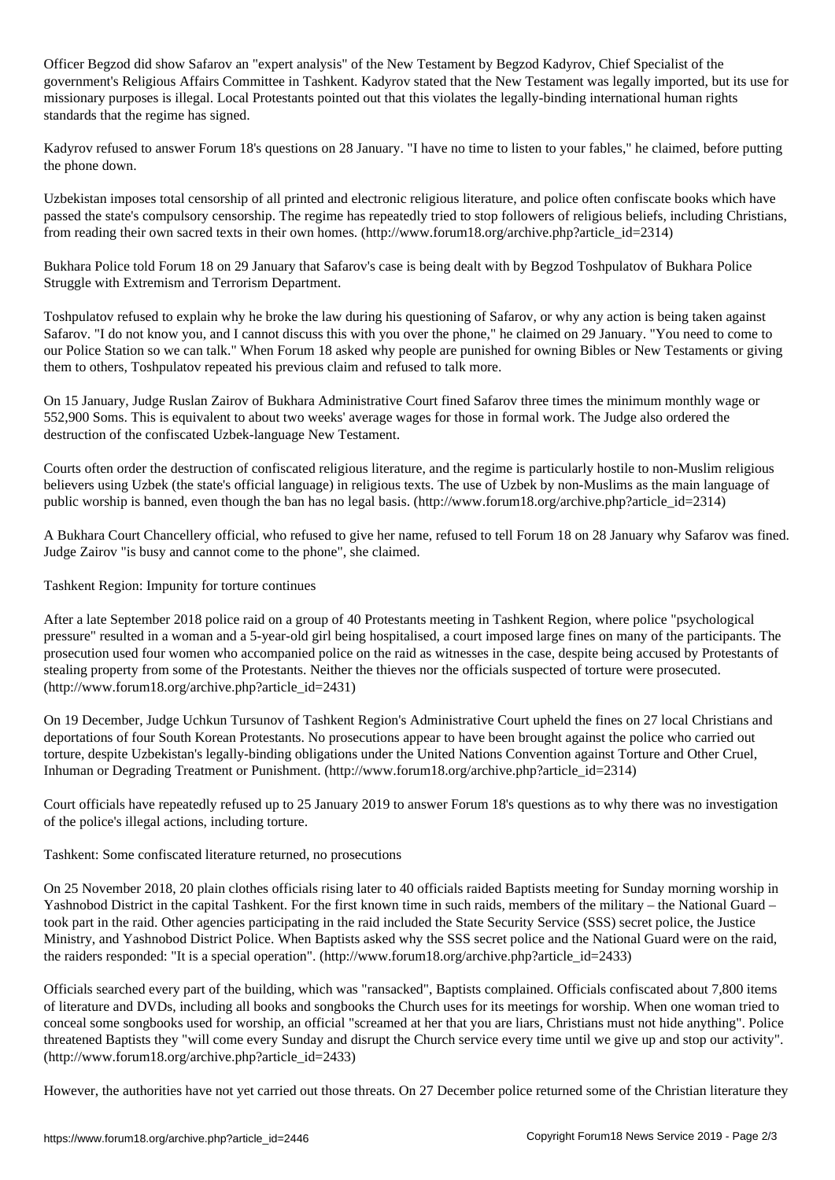Officer Begzod did show Safarov an "expert analysis" of the New Testament by Begzod Kadyrov, Chief Specialist of the government's Religious Affairs Committee in Tashkent. Kadyrov stated that the New Testament was legally imported, but its use for missionary purposes is illegal. Local Protestants pointed out that this violates the legally-binding international human rights standards that the regime has signed.

Kadyrov refused to answer Forum 18's questions on 28 January. "I have no time to listen to your fables," he claimed, before putting the phone down.

Uzbekistan imposes total censorship of all printed and electronic religious literature, and police often confiscate books which have passed the state's compulsory censorship. The regime has repeatedly tried to stop followers of religious beliefs, including Christians, from reading their own sacred texts in their own homes. (http://www.forum18.org/archive.php?article_id=2314)

Bukhara Police told Forum 18 on 29 January that Safarov's case is being dealt with by Begzod Toshpulatov of Bukhara Police Struggle with Extremism and Terrorism Department.

Toshpulatov refused to explain why he broke the law during his questioning of Safarov, or why any action is being taken against Safarov. "I do not know you, and I cannot discuss this with you over the phone," he claimed on 29 January. "You need to come to our Police Station so we can talk." When Forum 18 asked why people are punished for owning Bibles or New Testaments or giving them to others, Toshpulatov repeated his previous claim and refused to talk more.

On 15 January, Judge Ruslan Zairov of Bukhara Administrative Court fined Safarov three times the minimum monthly wage or 552,900 Soms. This is equivalent to about two weeks' average wages for those in formal work. The Judge also ordered the destruction of the confiscated Uzbek-language New Testament.

Courts often order the destruction of confiscated religious literature, and the regime is particularly hostile to non-Muslim religious believers using Uzbek (the state's official language) in religious texts. The use of Uzbek by non-Muslims as the main language of public worship is banned, even though the ban has no legal basis. (http://www.forum18.org/archive.php?article_id=2314)

A Bukhara Court Chancellery official, who refused to give her name, refused to tell Forum 18 on 28 January why Safarov was fined. Judge Zairov "is busy and cannot come to the phone", she claimed.

Tashkent Region: Impunity for torture continues

After a late September 2018 police raid on a group of 40 Protestants meeting in Tashkent Region, where police "psychological pressure" resulted in a woman and a 5-year-old girl being hospitalised, a court imposed large fines on many of the participants. The prosecution used four women who accompanied police on the raid as witnesses in the case, despite being accused by Protestants of stealing property from some of the Protestants. Neither the thieves nor the officials suspected of torture were prosecuted. (http://www.forum18.org/archive.php?article_id=2431)

On 19 December, Judge Uchkun Tursunov of Tashkent Region's Administrative Court upheld the fines on 27 local Christians and deportations of four South Korean Protestants. No prosecutions appear to have been brought against the police who carried out torture, despite Uzbekistan's legally-binding obligations under the United Nations Convention against Torture and Other Cruel, Inhuman or Degrading Treatment or Punishment. (http://www.forum18.org/archive.php?article_id=2314)

Court officials have repeatedly refused up to 25 January 2019 to answer Forum 18's questions as to why there was no investigation of the police's illegal actions, including torture.

Tashkent: Some confiscated literature returned, no prosecutions

On 25 November 2018, 20 plain clothes officials rising later to 40 officials raided Baptists meeting for Sunday morning worship in Yashnobod District in the capital Tashkent. For the first known time in such raids, members of the military – the National Guard – took part in the raid. Other agencies participating in the raid included the State Security Service (SSS) secret police, the Justice Ministry, and Yashnobod District Police. When Baptists asked why the SSS secret police and the National Guard were on the raid, the raiders responded: "It is a special operation". (http://www.forum18.org/archive.php?article_id=2433)

Officials searched every part of the building, which was "ransacked", Baptists complained. Officials confiscated about 7,800 items of literature and DVDs, including all books and songbooks the Church uses for its meetings for worship. When one woman tried to conceal some songbooks used for worship, an official "screamed at her that you are liars, Christians must not hide anything". Police threatened Baptists they "will come every Sunday and disrupt the Church service every time until we give up and stop our activity". (http://www.forum18.org/archive.php?article_id=2433)

However, the authorities have not yet carried out those threats. On 27 December police returned some of the Christian literature they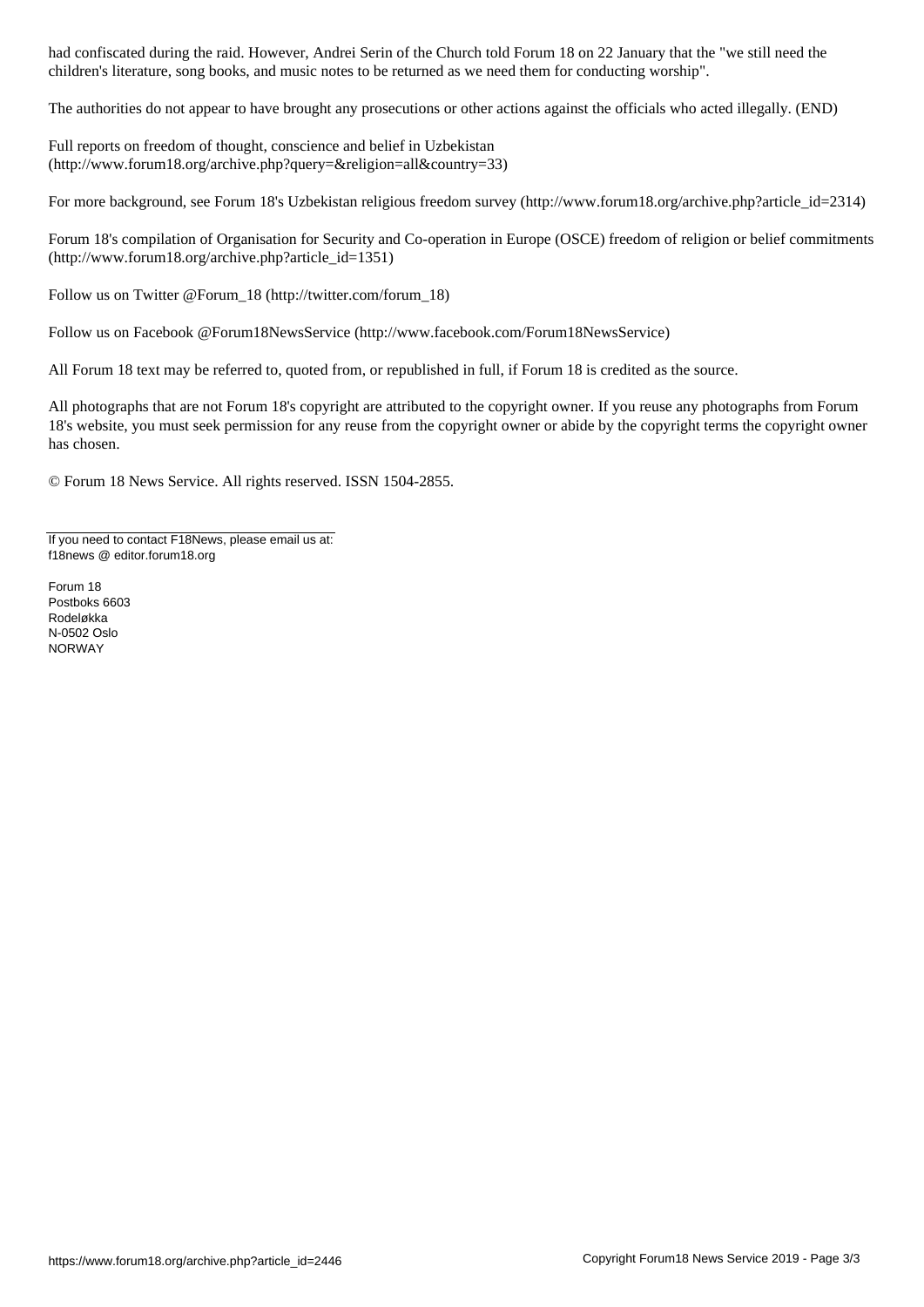had confiscated during the raid. However, Andrei Serin of the Church told Forum 18 on 22 January that the "we still need the children's literature, song books, and music notes to be returned as we need them for conducting worship".

The authorities do not appear to have brought any prosecutions or other actions against the officials who acted illegally. (END)

Full reports on freedom of thought, conscience and belief in Uzbekistan (http://www.forum18.org/archive.php?query=&religion=all&country=33)

For more background, see Forum 18's Uzbekistan religious freedom survey (http://www.forum18.org/archive.php?article_id=2314)

Forum 18's compilation of Organisation for Security and Co-operation in Europe (OSCE) freedom of religion or belief commitments (http://www.forum18.org/archive.php?article_id=1351)

Follow us on Twitter @Forum_18 (http://twitter.com/forum_18)

Follow us on Facebook @Forum18NewsService (http://www.facebook.com/Forum18NewsService)

All Forum 18 text may be referred to, quoted from, or republished in full, if Forum 18 is credited as the source.

All photographs that are not Forum 18's copyright are attributed to the copyright owner. If you reuse any photographs from Forum 18's website, you must seek permission for any reuse from the copyright owner or abide by the copyright terms the copyright owner has chosen.

© Forum 18 News Service. All rights reserved. ISSN 1504-2855.

If you need to contact F18News, please email us at:
f18news @ editor.forum18.org

Forum 18
Postboks 6603
Rodeløkka
N-0502 Oslo
NORWAY